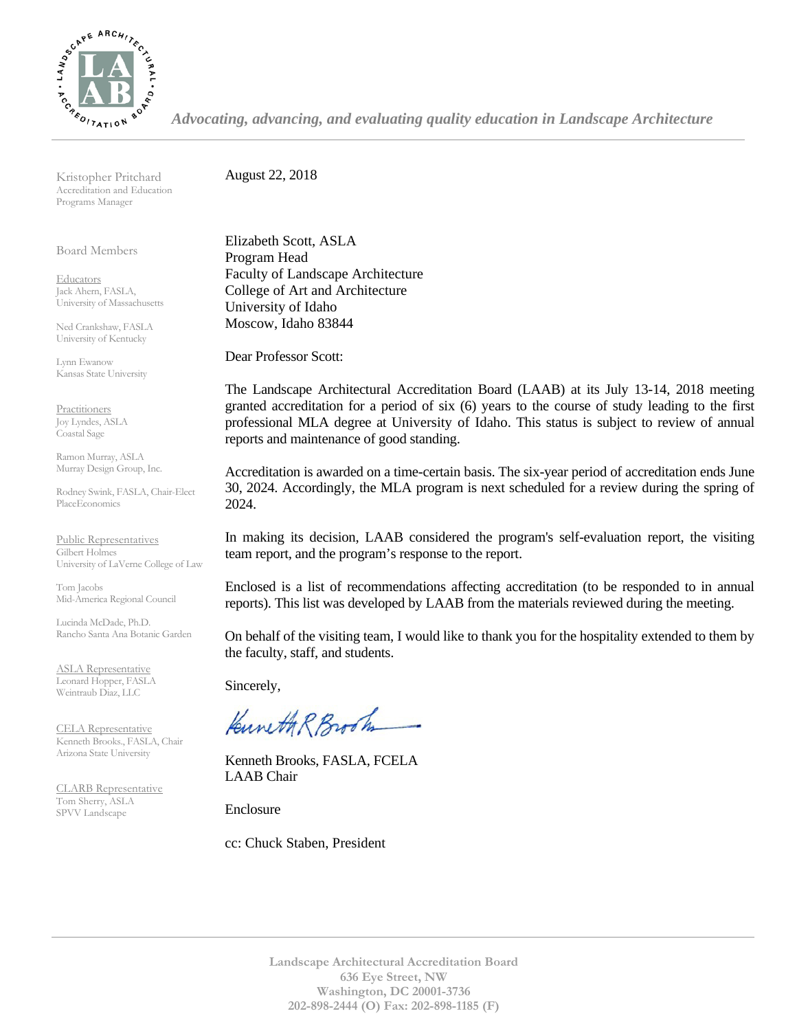*Advocating, advancing, and evaluating quality education in Landscape Architecture*

Kristopher Pritchard
Accreditation and Education Programs Manager

Board Members

Educators
Jack Ahern, FASLA, University of Massachusetts

Ned Crankshaw, FASLA University of Kentucky

Lynn Ewanow
Kansas State University

Practitioners
Joy Lyndes, ASLA
Coastal Sage

Ramon Murray, ASLA
Murray Design Group, Inc.

Rodney Swink, FASLA, Chair-Elect
PlaceEconomics

Public Representatives
Gilbert Holmes
University of LaVerne College of Law

Tom Jacobs
Mid-America Regional Council

Lucinda McDade, Ph.D.
Rancho Santa Ana Botanic Garden

ASLA Representative
Leonard Hopper, FASLA
Weintraub Diaz, LLC

CELA Representative
Kenneth Brooks., FASLA, Chair
Arizona State University

CLARB Representative
Tom Sherry, ASLA
SPVV Landscape

August 22, 2018

Elizabeth Scott, ASLA
Program Head
Faculty of Landscape Architecture
College of Art and Architecture
University of Idaho
Moscow, Idaho 83844

Dear Professor Scott:

The Landscape Architectural Accreditation Board (LAAB) at its July 13-14, 2018 meeting granted accreditation for a period of six (6) years to the course of study leading to the first professional MLA degree at University of Idaho. This status is subject to review of annual reports and maintenance of good standing.

Accreditation is awarded on a time-certain basis. The six-year period of accreditation ends June 30, 2024. Accordingly, the MLA program is next scheduled for a review during the spring of 2024.

In making its decision, LAAB considered the program's self-evaluation report, the visiting team report, and the program's response to the report.

Enclosed is a list of recommendations affecting accreditation (to be responded to in annual reports). This list was developed by LAAB from the materials reviewed during the meeting.

On behalf of the visiting team, I would like to thank you for the hospitality extended to them by the faculty, staff, and students.

Sincerely,

Kenneth Brooks, FASLA, FCELA
LAAB Chair

Enclosure

cc: Chuck Staben, President

**Landscape Architectural Accreditation Board**
**636 Eye Street, NW**
**Washington, DC 20001-3736**
**202-898-2444 (O) Fax: 202-898-1185 (F)**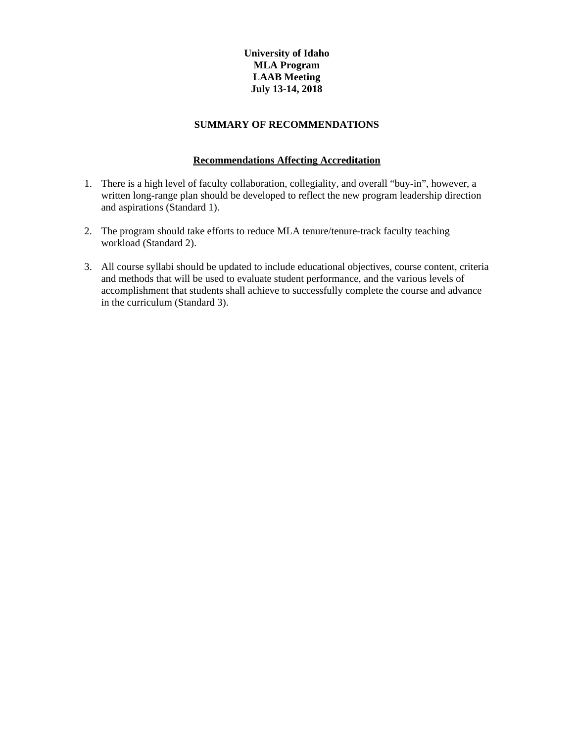**University of Idaho**
**MLA Program**
**LAAB Meeting**
**July 13-14, 2018**

## SUMMARY OF RECOMMENDATIONS

### Recommendations Affecting Accreditation

1. There is a high level of faculty collaboration, collegiality, and overall "buy-in", however, a written long-range plan should be developed to reflect the new program leadership direction and aspirations (Standard 1).

2. The program should take efforts to reduce MLA tenure/tenure-track faculty teaching workload (Standard 2).

3. All course syllabi should be updated to include educational objectives, course content, criteria and methods that will be used to evaluate student performance, and the various levels of accomplishment that students shall achieve to successfully complete the course and advance in the curriculum (Standard 3).